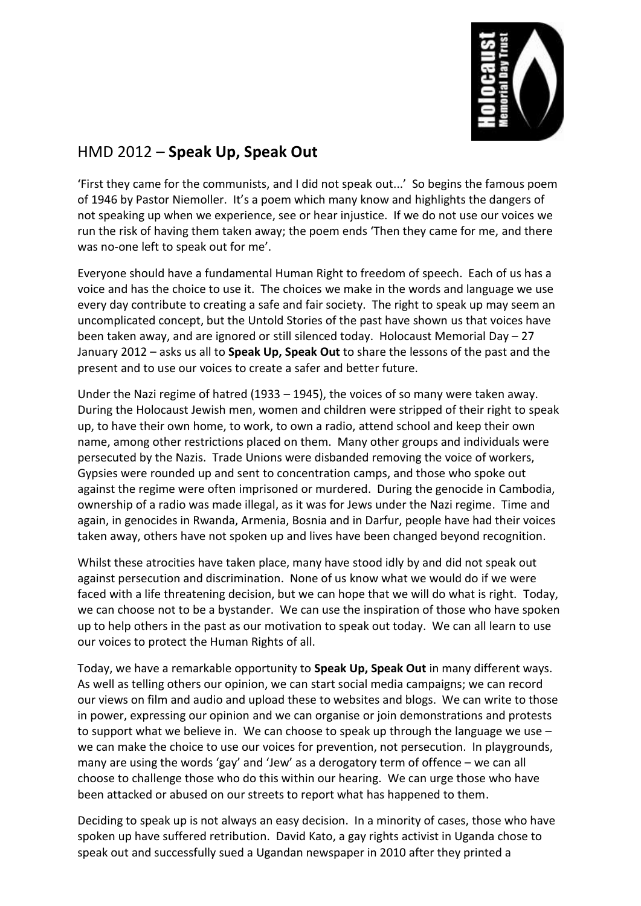## HMD 2012 – **Speak Up, Speak Out**

'First they came for the communists, and I did not speak out...' So begins the famous poem of 1946 by Pastor Niemoller. It's a poem which many know and highlights the dangers of not speaking up when we experience, see or hear injustice. If we do not use our voices we run the risk of having them taken away; the poem ends 'Then they came for me, and there was no-one left to speak out for me'.

Everyone should have a fundamental Human Right to freedom of speech. Each of us has a voice and has the choice to use it. The choices we make in the words and language we use every day contribute to creating a safe and fair society. The right to speak up may seem an uncomplicated concept, but the Untold Stories of the past have shown us that voices have been taken away, and are ignored or still silenced today. Holocaust Memorial Day – 27 January 2012 – asks us all to **Speak Up, Speak Out** to share the lessons of the past and the present and to use our voices to create a safer and better future.

Under the Nazi regime of hatred (1933 – 1945), the voices of so many were taken away. During the Holocaust Jewish men, women and children were stripped of their right to speak up, to have their own home, to work, to own a radio, attend school and keep their own name, among other restrictions placed on them. Many other groups and individuals were persecuted by the Nazis. Trade Unions were disbanded removing the voice of workers, Gypsies were rounded up and sent to concentration camps, and those who spoke out against the regime were often imprisoned or murdered. During the genocide in Cambodia, ownership of a radio was made illegal, as it was for Jews under the Nazi regime. Time and again, in genocides in Rwanda, Armenia, Bosnia and in Darfur, people have had their voices taken away, others have not spoken up and lives have been changed beyond recognition.

Whilst these atrocities have taken place, many have stood idly by and did not speak out against persecution and discrimination. None of us know what we would do if we were faced with a life threatening decision, but we can hope that we will do what is right. Today, we can choose not to be a bystander. We can use the inspiration of those who have spoken up to help others in the past as our motivation to speak out today. We can all learn to use our voices to protect the Human Rights of all.

Today, we have a remarkable opportunity to **Speak Up, Speak Out** in many different ways. As well as telling others our opinion, we can start social media campaigns; we can record our views on film and audio and upload these to websites and blogs. We can write to those in power, expressing our opinion and we can organise or join demonstrations and protests to support what we believe in. We can choose to speak up through the language we use – we can make the choice to use our voices for prevention, not persecution. In playgrounds, many are using the words 'gay' and 'Jew' as a derogatory term of offence – we can all choose to challenge those who do this within our hearing. We can urge those who have been attacked or abused on our streets to report what has happened to them.

Deciding to speak up is not always an easy decision. In a minority of cases, those who have spoken up have suffered retribution. David Kato, a gay rights activist in Uganda chose to speak out and successfully sued a Ugandan newspaper in 2010 after they printed a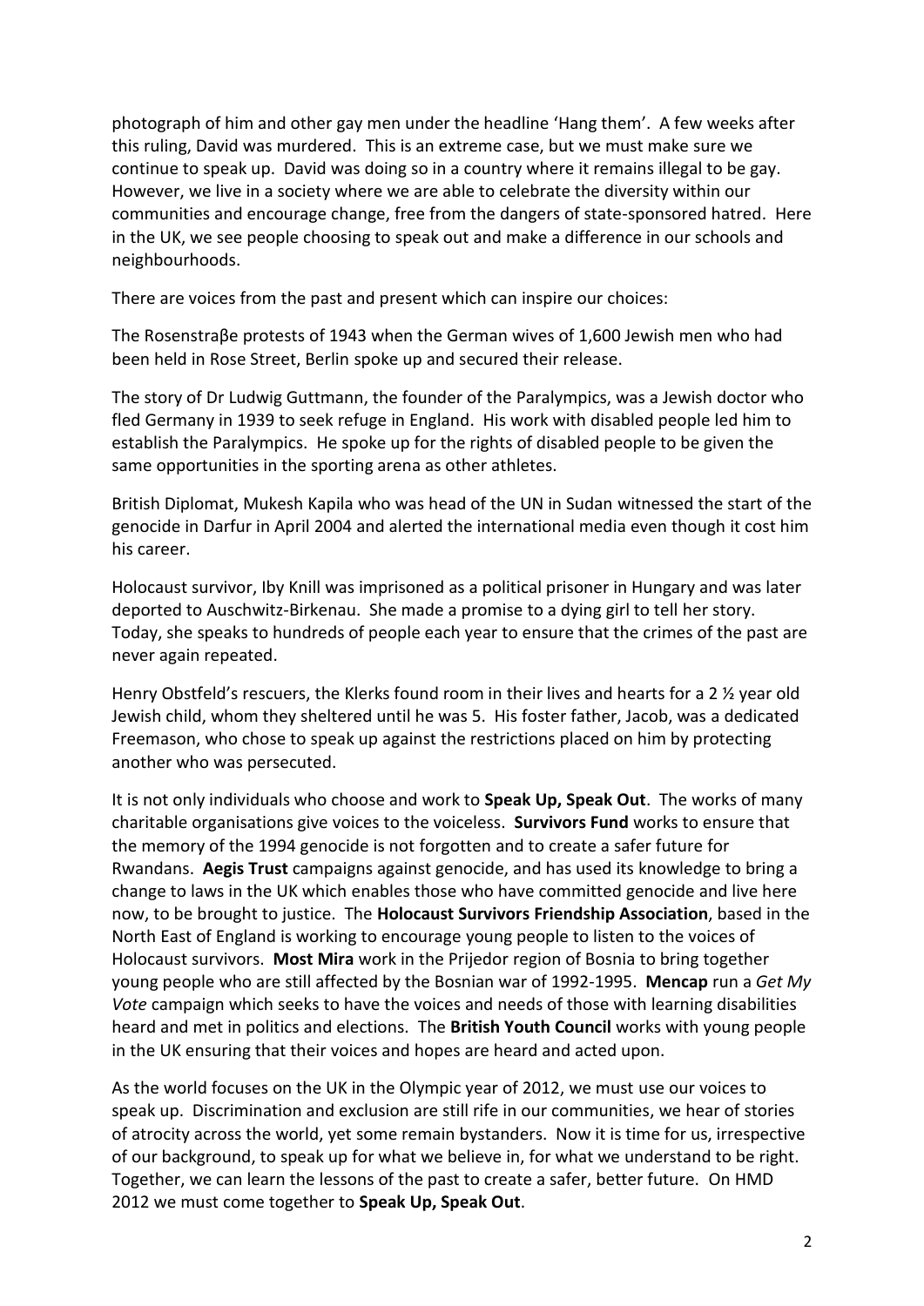photograph of him and other gay men under the headline 'Hang them'. A few weeks after this ruling, David was murdered. This is an extreme case, but we must make sure we continue to speak up. David was doing so in a country where it remains illegal to be gay. However, we live in a society where we are able to celebrate the diversity within our communities and encourage change, free from the dangers of state-sponsored hatred. Here in the UK, we see people choosing to speak out and make a difference in our schools and neighbourhoods.

There are voices from the past and present which can inspire our choices:

The Rosenstraβe protests of 1943 when the German wives of 1,600 Jewish men who had been held in Rose Street, Berlin spoke up and secured their release.

The story of Dr Ludwig Guttmann, the founder of the Paralympics, was a Jewish doctor who fled Germany in 1939 to seek refuge in England. His work with disabled people led him to establish the Paralympics. He spoke up for the rights of disabled people to be given the same opportunities in the sporting arena as other athletes.

British Diplomat, Mukesh Kapila who was head of the UN in Sudan witnessed the start of the genocide in Darfur in April 2004 and alerted the international media even though it cost him his career.

Holocaust survivor, Iby Knill was imprisoned as a political prisoner in Hungary and was later deported to Auschwitz-Birkenau. She made a promise to a dying girl to tell her story. Today, she speaks to hundreds of people each year to ensure that the crimes of the past are never again repeated.

Henry Obstfeld's rescuers, the Klerks found room in their lives and hearts for a 2 ½ year old Jewish child, whom they sheltered until he was 5. His foster father, Jacob, was a dedicated Freemason, who chose to speak up against the restrictions placed on him by protecting another who was persecuted.

It is not only individuals who choose and work to **Speak Up, Speak Out**. The works of many charitable organisations give voices to the voiceless. **Survivors Fund** works to ensure that the memory of the 1994 genocide is not forgotten and to create a safer future for Rwandans. **Aegis Trust** campaigns against genocide, and has used its knowledge to bring a change to laws in the UK which enables those who have committed genocide and live here now, to be brought to justice. The **Holocaust Survivors Friendship Association**, based in the North East of England is working to encourage young people to listen to the voices of Holocaust survivors. **Most Mira** work in the Prijedor region of Bosnia to bring together young people who are still affected by the Bosnian war of 1992-1995. **Mencap** run a *Get My Vote* campaign which seeks to have the voices and needs of those with learning disabilities heard and met in politics and elections. The **British Youth Council** works with young people in the UK ensuring that their voices and hopes are heard and acted upon.

As the world focuses on the UK in the Olympic year of 2012, we must use our voices to speak up. Discrimination and exclusion are still rife in our communities, we hear of stories of atrocity across the world, yet some remain bystanders. Now it is time for us, irrespective of our background, to speak up for what we believe in, for what we understand to be right. Together, we can learn the lessons of the past to create a safer, better future. On HMD 2012 we must come together to **Speak Up, Speak Out**.